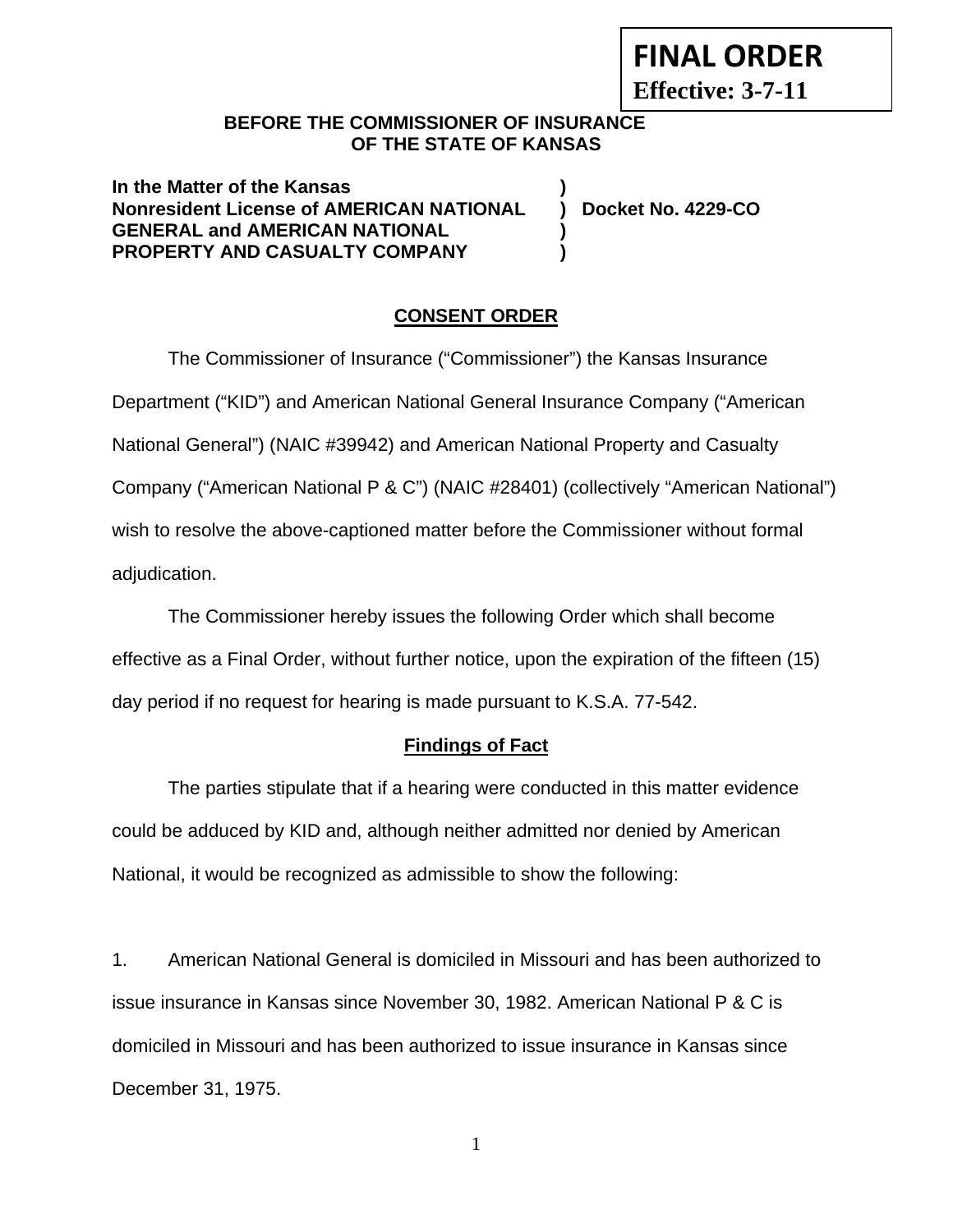**FINAL ORDER**

**Effective: 3-7-11**

**BEFORE THE COMMISSIONER OF INSURANCE**
**OF THE STATE OF KANSAS**

**In the Matter of the Kansas )**
**Nonresident License of AMERICAN NATIONAL ) Docket No. 4229-CO**
**GENERAL and AMERICAN NATIONAL )**
**PROPERTY AND CASUALTY COMPANY )**

## CONSENT ORDER

The Commissioner of Insurance ("Commissioner") the Kansas Insurance Department ("KID") and American National General Insurance Company ("American National General") (NAIC #39942) and American National Property and Casualty Company ("American National P & C") (NAIC #28401) (collectively "American National") wish to resolve the above-captioned matter before the Commissioner without formal adjudication.

The Commissioner hereby issues the following Order which shall become effective as a Final Order, without further notice, upon the expiration of the fifteen (15) day period if no request for hearing is made pursuant to K.S.A. 77-542.

### Findings of Fact

The parties stipulate that if a hearing were conducted in this matter evidence could be adduced by KID and, although neither admitted nor denied by American National, it would be recognized as admissible to show the following:

1. American National General is domiciled in Missouri and has been authorized to issue insurance in Kansas since November 30, 1982. American National P & C is domiciled in Missouri and has been authorized to issue insurance in Kansas since December 31, 1975.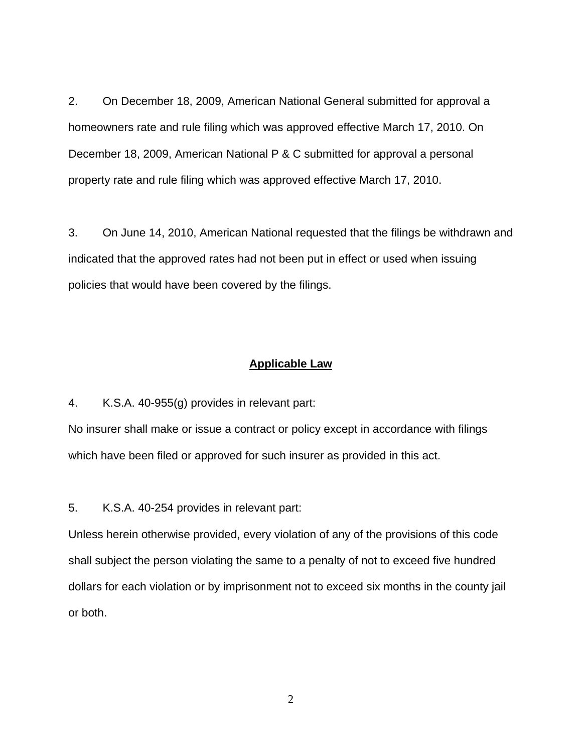2. On December 18, 2009, American National General submitted for approval a homeowners rate and rule filing which was approved effective March 17, 2010. On December 18, 2009, American National P & C submitted for approval a personal property rate and rule filing which was approved effective March 17, 2010.

3. On June 14, 2010, American National requested that the filings be withdrawn and indicated that the approved rates had not been put in effect or used when issuing policies that would have been covered by the filings.

## **Applicable Law**

4. K.S.A. 40-955(g) provides in relevant part:

No insurer shall make or issue a contract or policy except in accordance with filings which have been filed or approved for such insurer as provided in this act.

5. K.S.A. 40-254 provides in relevant part:

Unless herein otherwise provided, every violation of any of the provisions of this code shall subject the person violating the same to a penalty of not to exceed five hundred dollars for each violation or by imprisonment not to exceed six months in the county jail or both.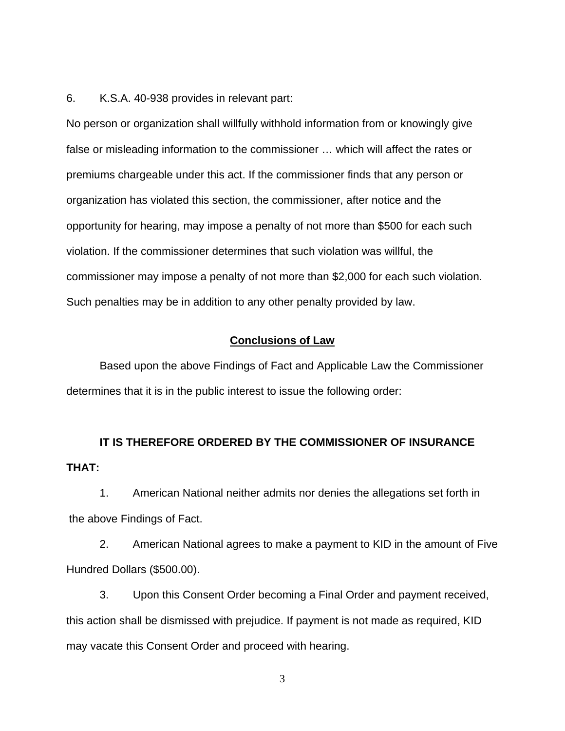6. K.S.A. 40-938 provides in relevant part:

No person or organization shall willfully withhold information from or knowingly give false or misleading information to the commissioner … which will affect the rates or premiums chargeable under this act. If the commissioner finds that any person or organization has violated this section, the commissioner, after notice and the opportunity for hearing, may impose a penalty of not more than $500 for each such violation. If the commissioner determines that such violation was willful, the commissioner may impose a penalty of not more than $2,000 for each such violation. Such penalties may be in addition to any other penalty provided by law.

## **Conclusions of Law**

Based upon the above Findings of Fact and Applicable Law the Commissioner determines that it is in the public interest to issue the following order:

**IT IS THEREFORE ORDERED BY THE COMMISSIONER OF INSURANCE THAT:**

1. American National neither admits nor denies the allegations set forth in the above Findings of Fact.

2. American National agrees to make a payment to KID in the amount of Five Hundred Dollars ($500.00).

3. Upon this Consent Order becoming a Final Order and payment received, this action shall be dismissed with prejudice. If payment is not made as required, KID may vacate this Consent Order and proceed with hearing.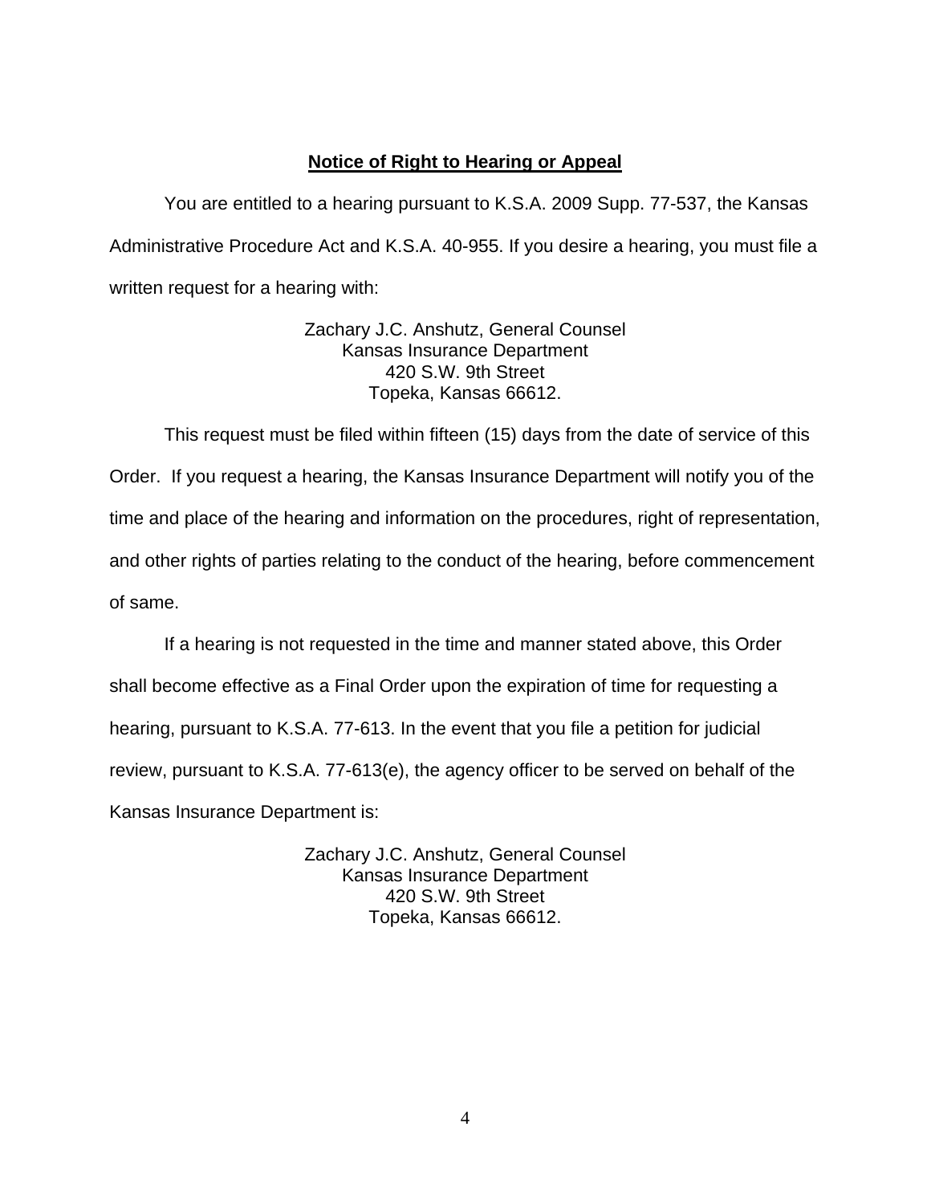**Notice of Right to Hearing or Appeal**

You are entitled to a hearing pursuant to K.S.A. 2009 Supp. 77-537, the Kansas Administrative Procedure Act and K.S.A. 40-955. If you desire a hearing, you must file a written request for a hearing with:

Zachary J.C. Anshutz, General Counsel
Kansas Insurance Department
420 S.W. 9th Street
Topeka, Kansas 66612.

This request must be filed within fifteen (15) days from the date of service of this Order. If you request a hearing, the Kansas Insurance Department will notify you of the time and place of the hearing and information on the procedures, right of representation, and other rights of parties relating to the conduct of the hearing, before commencement of same.

If a hearing is not requested in the time and manner stated above, this Order shall become effective as a Final Order upon the expiration of time for requesting a hearing, pursuant to K.S.A. 77-613. In the event that you file a petition for judicial review, pursuant to K.S.A. 77-613(e), the agency officer to be served on behalf of the Kansas Insurance Department is:

Zachary J.C. Anshutz, General Counsel
Kansas Insurance Department
420 S.W. 9th Street
Topeka, Kansas 66612.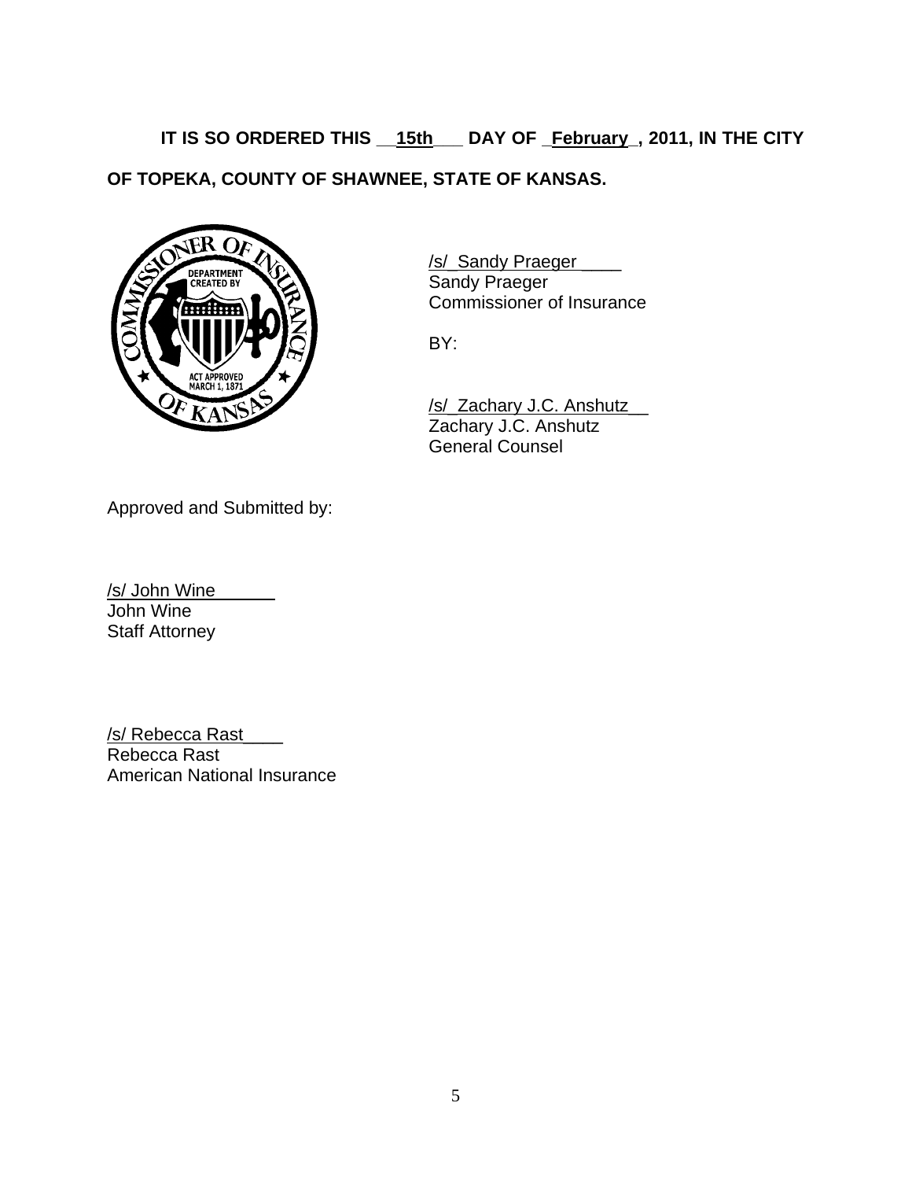**IT IS SO ORDERED THIS __15th___ DAY OF _February_, 2011, IN THE CITY OF TOPEKA, COUNTY OF SHAWNEE, STATE OF KANSAS.**

/s/_Sandy Praeger____
Sandy Praeger
Commissioner of Insurance

BY:

/s/_Zachary J.C. Anshutz__
Zachary J.C. Anshutz
General Counsel

Approved and Submitted by:

/s/ John Wine______
John Wine
Staff Attorney

/s/ Rebecca Rast____
Rebecca Rast
American National Insurance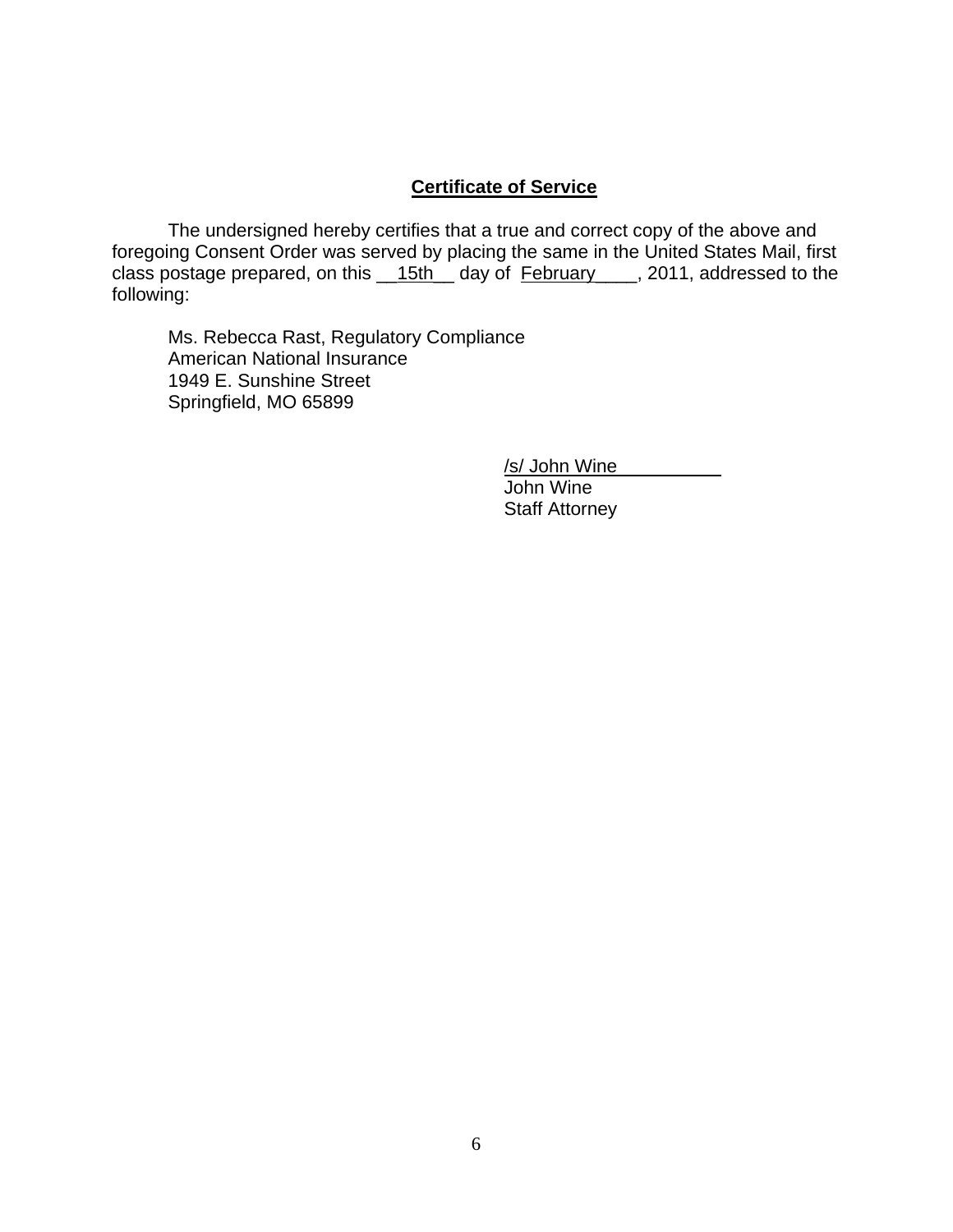**Certificate of Service**

The undersigned hereby certifies that a true and correct copy of the above and foregoing Consent Order was served by placing the same in the United States Mail, first class postage prepared, on this __15th__ day of February____, 2011, addressed to the following:

Ms. Rebecca Rast, Regulatory Compliance
American National Insurance
1949 E. Sunshine Street
Springfield, MO 65899

/s/ John Wine
John Wine
Staff Attorney